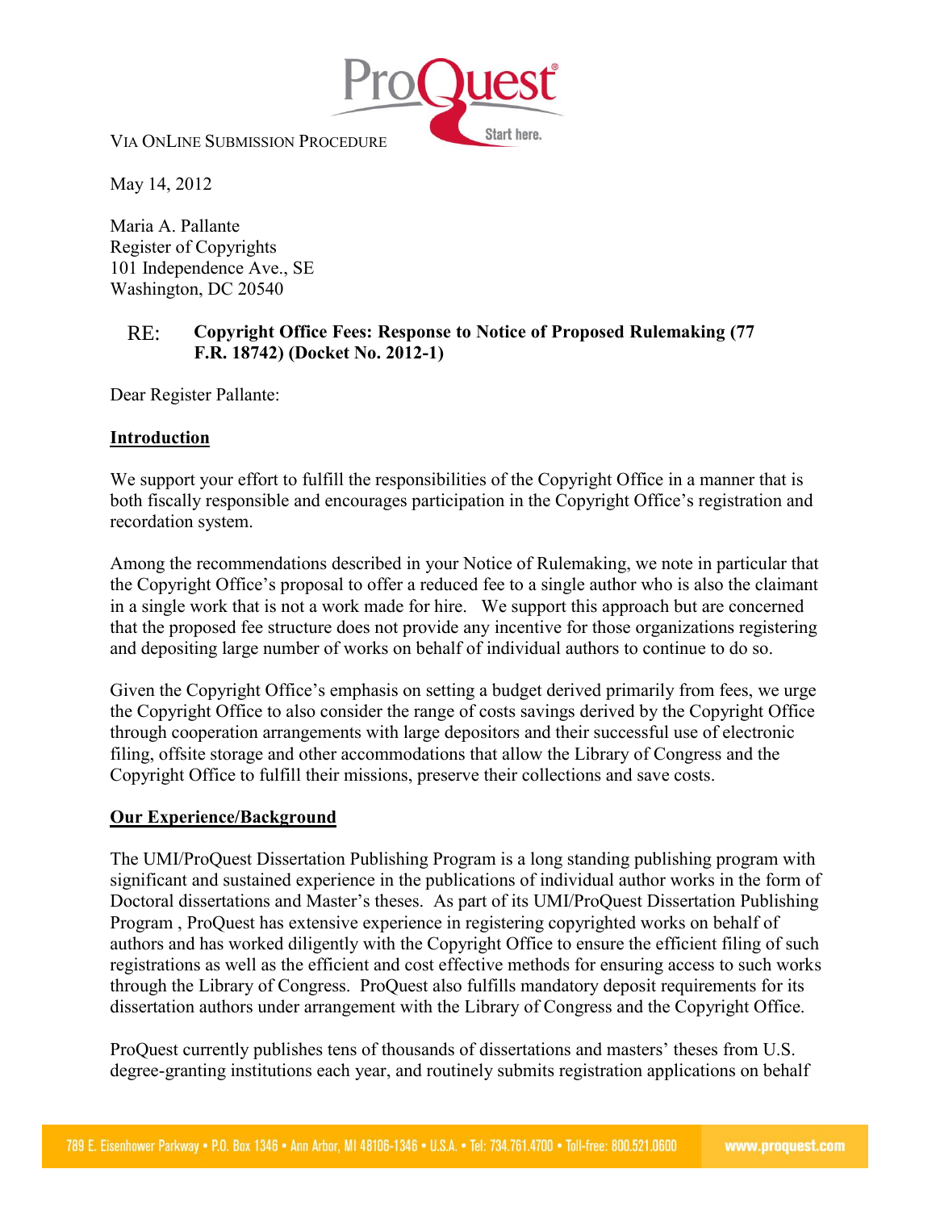VIA ONLINE SUBMISSION PROCEDURE

May 14, 2012

Maria A. Pallante
Register of Copyrights
101 Independence Ave., SE
Washington, DC 20540

RE: **Copyright Office Fees: Response to Notice of Proposed Rulemaking (77 F.R. 18742) (Docket No. 2012-1)**

Dear Register Pallante:

## Introduction

We support your effort to fulfill the responsibilities of the Copyright Office in a manner that is both fiscally responsible and encourages participation in the Copyright Office's registration and recordation system.

Among the recommendations described in your Notice of Rulemaking, we note in particular that the Copyright Office's proposal to offer a reduced fee to a single author who is also the claimant in a single work that is not a work made for hire. We support this approach but are concerned that the proposed fee structure does not provide any incentive for those organizations registering and depositing large number of works on behalf of individual authors to continue to do so.

Given the Copyright Office's emphasis on setting a budget derived primarily from fees, we urge the Copyright Office to also consider the range of costs savings derived by the Copyright Office through cooperation arrangements with large depositors and their successful use of electronic filing, offsite storage and other accommodations that allow the Library of Congress and the Copyright Office to fulfill their missions, preserve their collections and save costs.

## Our Experience/Background

The UMI/ProQuest Dissertation Publishing Program is a long standing publishing program with significant and sustained experience in the publications of individual author works in the form of Doctoral dissertations and Master's theses. As part of its UMI/ProQuest Dissertation Publishing Program , ProQuest has extensive experience in registering copyrighted works on behalf of authors and has worked diligently with the Copyright Office to ensure the efficient filing of such registrations as well as the efficient and cost effective methods for ensuring access to such works through the Library of Congress. ProQuest also fulfills mandatory deposit requirements for its dissertation authors under arrangement with the Library of Congress and the Copyright Office.

ProQuest currently publishes tens of thousands of dissertations and masters' theses from U.S. degree-granting institutions each year, and routinely submits registration applications on behalf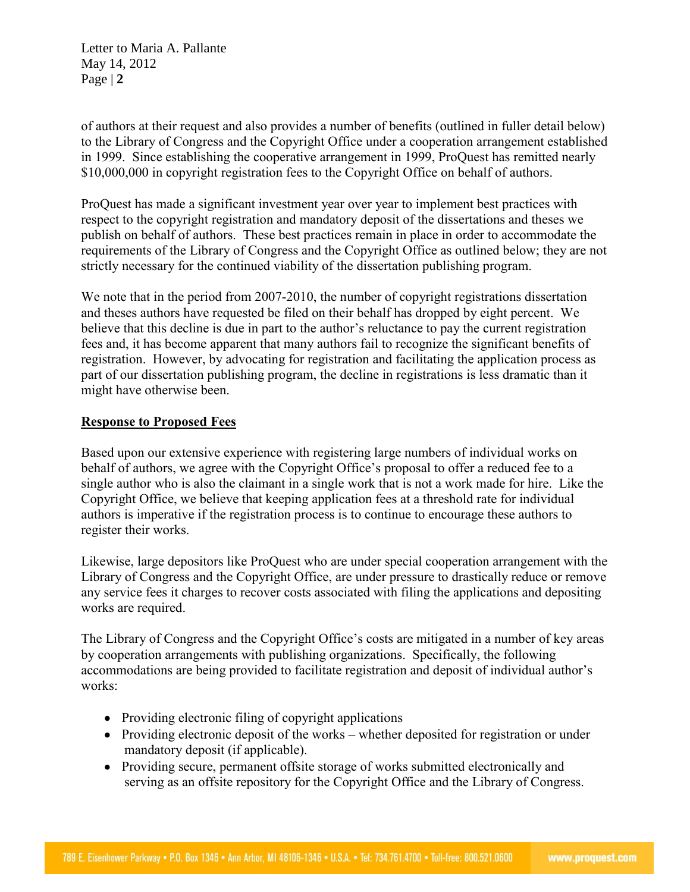of authors at their request and also provides a number of benefits (outlined in fuller detail below) to the Library of Congress and the Copyright Office under a cooperation arrangement established in 1999. Since establishing the cooperative arrangement in 1999, ProQuest has remitted nearly $10,000,000 in copyright registration fees to the Copyright Office on behalf of authors.

ProQuest has made a significant investment year over year to implement best practices with respect to the copyright registration and mandatory deposit of the dissertations and theses we publish on behalf of authors. These best practices remain in place in order to accommodate the requirements of the Library of Congress and the Copyright Office as outlined below; they are not strictly necessary for the continued viability of the dissertation publishing program.

We note that in the period from 2007-2010, the number of copyright registrations dissertation and theses authors have requested be filed on their behalf has dropped by eight percent. We believe that this decline is due in part to the author's reluctance to pay the current registration fees and, it has become apparent that many authors fail to recognize the significant benefits of registration. However, by advocating for registration and facilitating the application process as part of our dissertation publishing program, the decline in registrations is less dramatic than it might have otherwise been.

**Response to Proposed Fees**

Based upon our extensive experience with registering large numbers of individual works on behalf of authors, we agree with the Copyright Office's proposal to offer a reduced fee to a single author who is also the claimant in a single work that is not a work made for hire. Like the Copyright Office, we believe that keeping application fees at a threshold rate for individual authors is imperative if the registration process is to continue to encourage these authors to register their works.

Likewise, large depositors like ProQuest who are under special cooperation arrangement with the Library of Congress and the Copyright Office, are under pressure to drastically reduce or remove any service fees it charges to recover costs associated with filing the applications and depositing works are required.

The Library of Congress and the Copyright Office's costs are mitigated in a number of key areas by cooperation arrangements with publishing organizations. Specifically, the following accommodations are being provided to facilitate registration and deposit of individual author's works:

- Providing electronic filing of copyright applications
- Providing electronic deposit of the works – whether deposited for registration or under mandatory deposit (if applicable).
- Providing secure, permanent offsite storage of works submitted electronically and serving as an offsite repository for the Copyright Office and the Library of Congress.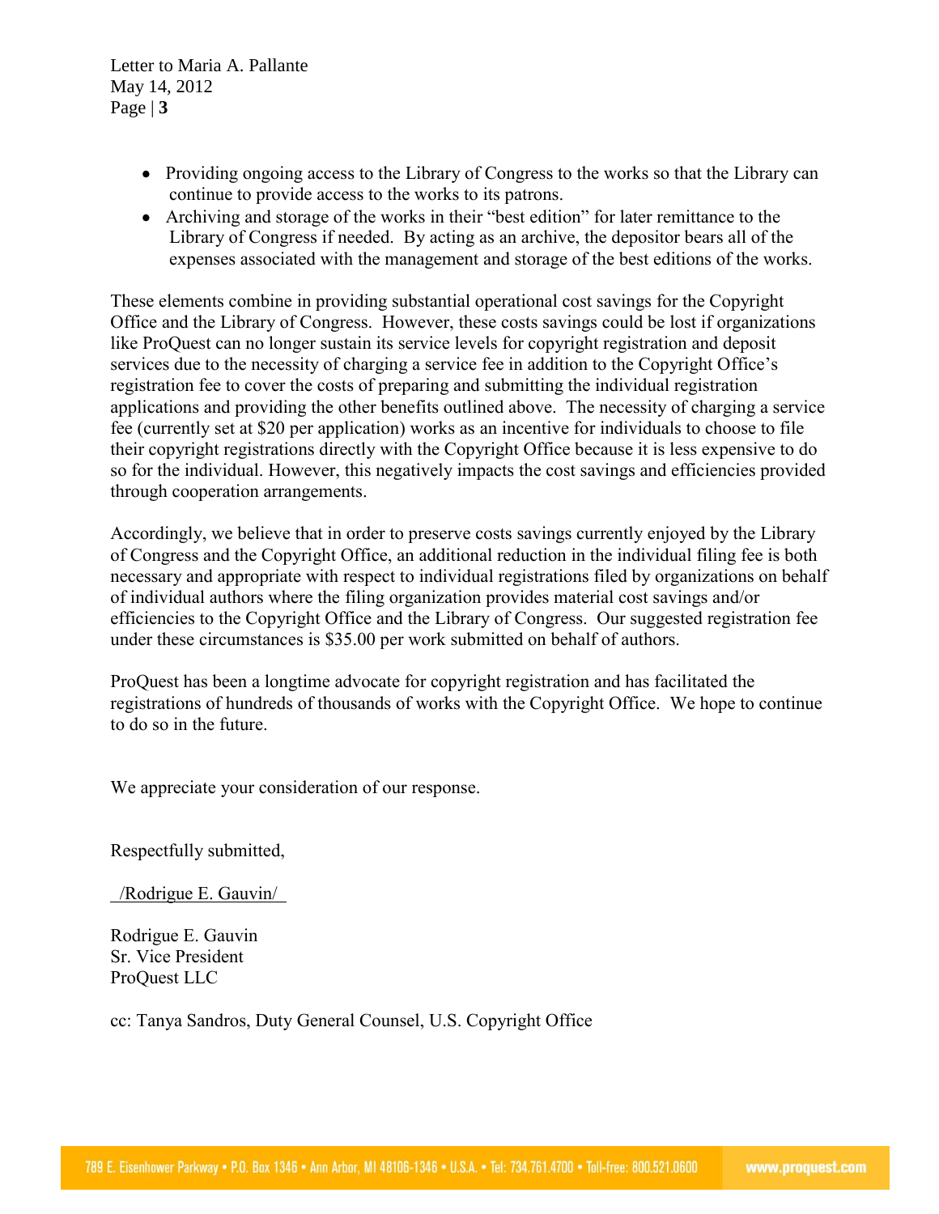- Providing ongoing access to the Library of Congress to the works so that the Library can continue to provide access to the works to its patrons.
- Archiving and storage of the works in their "best edition" for later remittance to the Library of Congress if needed. By acting as an archive, the depositor bears all of the expenses associated with the management and storage of the best editions of the works.

These elements combine in providing substantial operational cost savings for the Copyright Office and the Library of Congress. However, these costs savings could be lost if organizations like ProQuest can no longer sustain its service levels for copyright registration and deposit services due to the necessity of charging a service fee in addition to the Copyright Office's registration fee to cover the costs of preparing and submitting the individual registration applications and providing the other benefits outlined above. The necessity of charging a service fee (currently set at $20 per application) works as an incentive for individuals to choose to file their copyright registrations directly with the Copyright Office because it is less expensive to do so for the individual. However, this negatively impacts the cost savings and efficiencies provided through cooperation arrangements.

Accordingly, we believe that in order to preserve costs savings currently enjoyed by the Library of Congress and the Copyright Office, an additional reduction in the individual filing fee is both necessary and appropriate with respect to individual registrations filed by organizations on behalf of individual authors where the filing organization provides material cost savings and/or efficiencies to the Copyright Office and the Library of Congress. Our suggested registration fee under these circumstances is $35.00 per work submitted on behalf of authors.

ProQuest has been a longtime advocate for copyright registration and has facilitated the registrations of hundreds of thousands of works with the Copyright Office. We hope to continue to do so in the future.

We appreciate your consideration of our response.

Respectfully submitted,

/Rodrigue E. Gauvin/

Rodrigue E. Gauvin
Sr. Vice President
ProQuest LLC

cc: Tanya Sandros, Duty General Counsel, U.S. Copyright Office

789 E. Eisenhower Parkway • P.O. Box 1346 • Ann Arbor, MI 48106-1346 • U.S.A. • Tel: 734.761.4700 • Toll-free: 800.521.0600 www.proquest.com